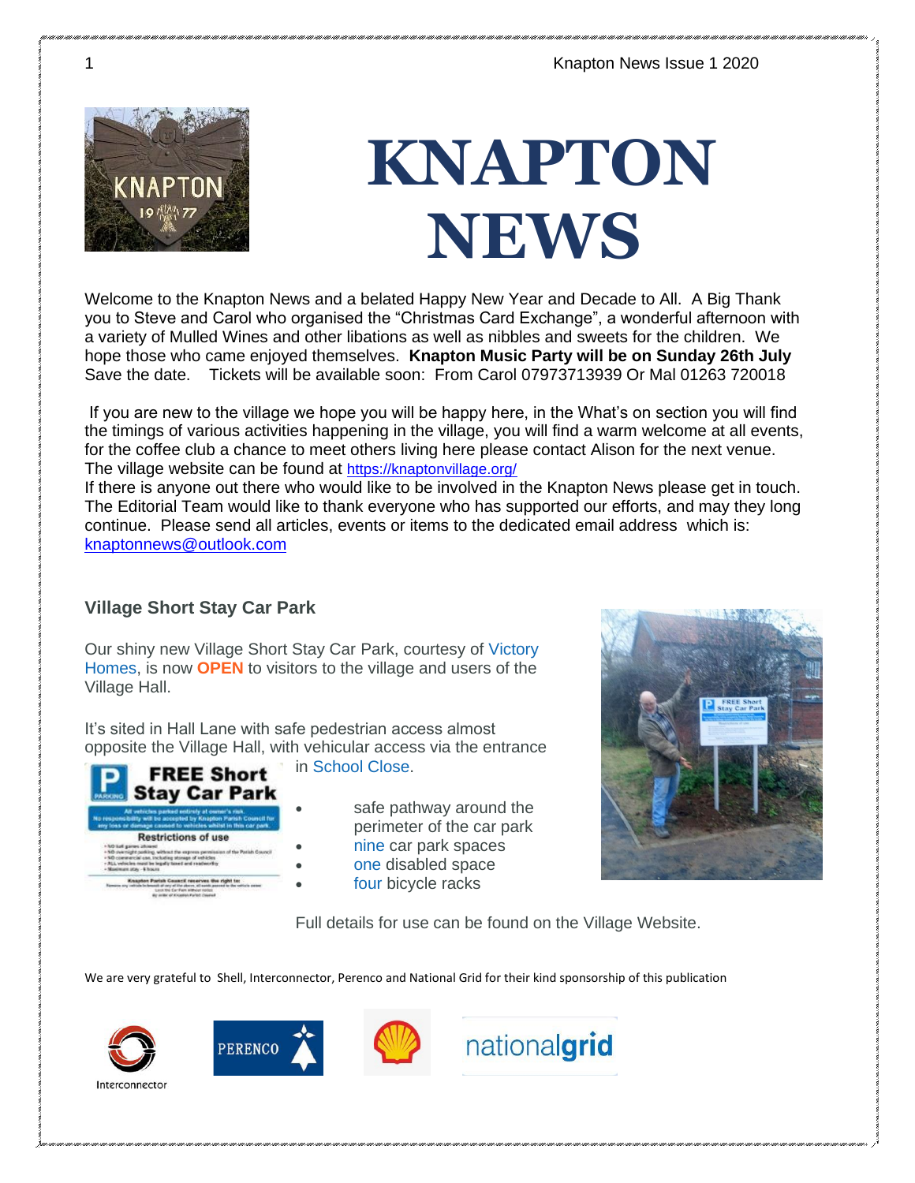// KNAPTON NEWS

# KNAPTON NEWS

Welcome to the Knapton News and a belated Happy New Year and Decade to All. A Big Thank you to Steve and Carol who organised the "Christmas Card Exchange", a wonderful afternoon with a variety of Mulled Wines and other libations as well as nibbles and sweets for the children. We hope those who came enjoyed themselves. **Knapton Music Party will be on Sunday 26th July** Save the date. Tickets will be available soon: From Carol 07973713939 Or Mal 01263 720018

If you are new to the village we hope you will be happy here, in the What's on section you will find the timings of various activities happening in the village, you will find a warm welcome at all events, for the coffee club a chance to meet others living here please contact Alison for the next venue. The village website can be found at https://knaptonvillage.org/

If there is anyone out there who would like to be involved in the Knapton News please get in touch. The Editorial Team would like to thank everyone who has supported our efforts, and may they long continue. Please send all articles, events or items to the dedicated email address which is: knaptonnews@outlook.com

## Village Short Stay Car Park

Our shiny new Village Short Stay Car Park, courtesy of Victory Homes, is now **OPEN** to visitors to the village and users of the Village Hall.

It's sited in Hall Lane with safe pedestrian access almost opposite the Village Hall, with vehicular access via the entrance in School Close.

- safe pathway around the perimeter of the car park
- nine car park spaces
- one disabled space
- four bicycle racks

Full details for use can be found on the Village Website.

We are very grateful to Shell, Interconnector, Perenco and National Grid for their kind sponsorship of this publication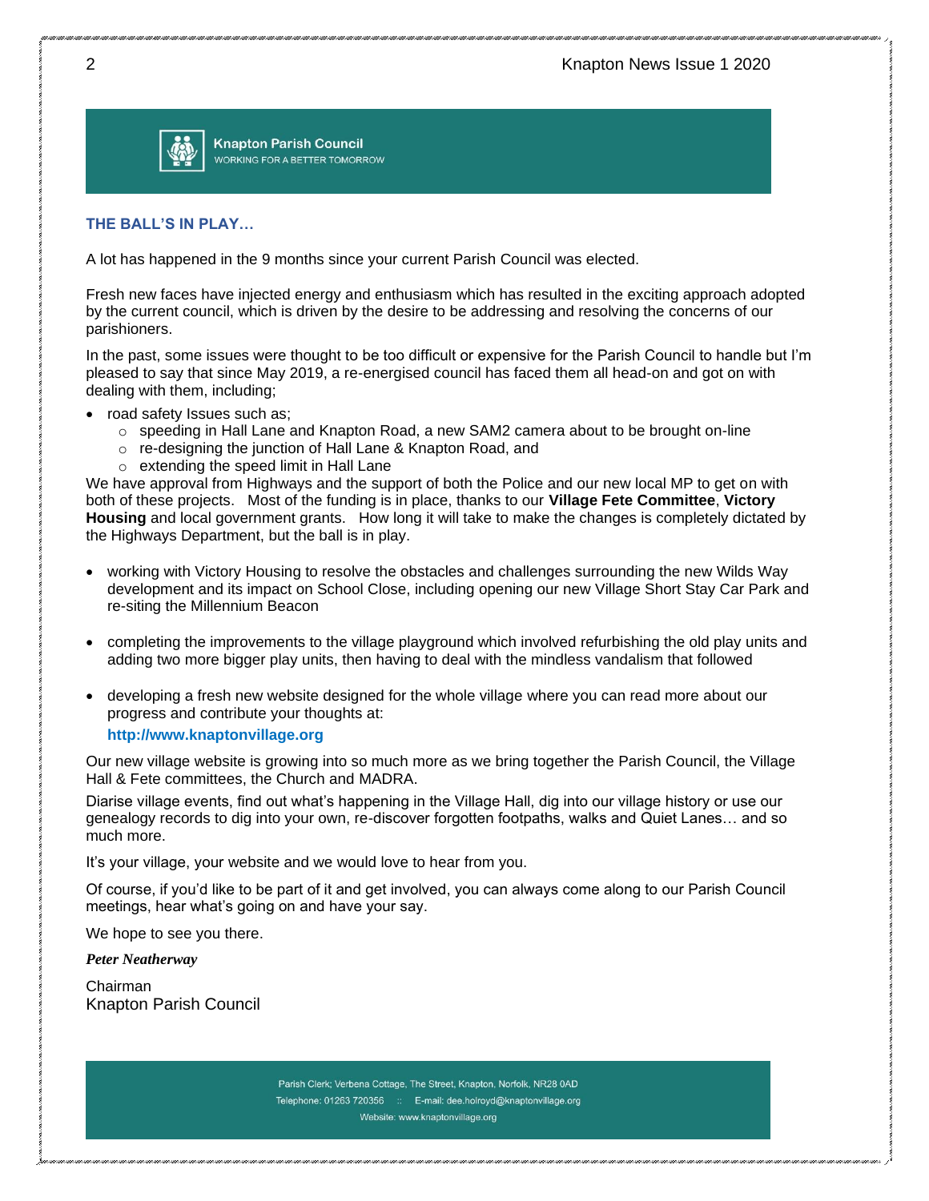**Knapton Parish Council**
WORKING FOR A BETTER TOMORROW

## THE BALL'S IN PLAY…

A lot has happened in the 9 months since your current Parish Council was elected.

Fresh new faces have injected energy and enthusiasm which has resulted in the exciting approach adopted by the current council, which is driven by the desire to be addressing and resolving the concerns of our parishioners.

In the past, some issues were thought to be too difficult or expensive for the Parish Council to handle but I'm pleased to say that since May 2019, a re-energised council has faced them all head-on and got on with dealing with them, including;

- road safety Issues such as;
  - speeding in Hall Lane and Knapton Road, a new SAM2 camera about to be brought on-line
  - re-designing the junction of Hall Lane & Knapton Road, and
  - extending the speed limit in Hall Lane

We have approval from Highways and the support of both the Police and our new local MP to get on with both of these projects. Most of the funding is in place, thanks to our **Village Fete Committee**, **Victory Housing** and local government grants. How long it will take to make the changes is completely dictated by the Highways Department, but the ball is in play.

- working with Victory Housing to resolve the obstacles and challenges surrounding the new Wilds Way development and its impact on School Close, including opening our new Village Short Stay Car Park and re-siting the Millennium Beacon

- completing the improvements to the village playground which involved refurbishing the old play units and adding two more bigger play units, then having to deal with the mindless vandalism that followed

- developing a fresh new website designed for the whole village where you can read more about our progress and contribute your thoughts at:

  **http://www.knaptonvillage.org**

Our new village website is growing into so much more as we bring together the Parish Council, the Village Hall & Fete committees, the Church and MADRA.

Diarise village events, find out what's happening in the Village Hall, dig into our village history or use our genealogy records to dig into your own, re-discover forgotten footpaths, walks and Quiet Lanes… and so much more.

It's your village, your website and we would love to hear from you.

Of course, if you'd like to be part of it and get involved, you can always come along to our Parish Council meetings, hear what's going on and have your say.

We hope to see you there.

***Peter Neatherway***

Chairman
Knapton Parish Council

Parish Clerk; Verbena Cottage, The Street, Knapton, Norfolk, NR28 0AD
Telephone: 01263 720356 :: E-mail: dee.holroyd@knaptonvillage.org
Website: www.knaptonvillage.org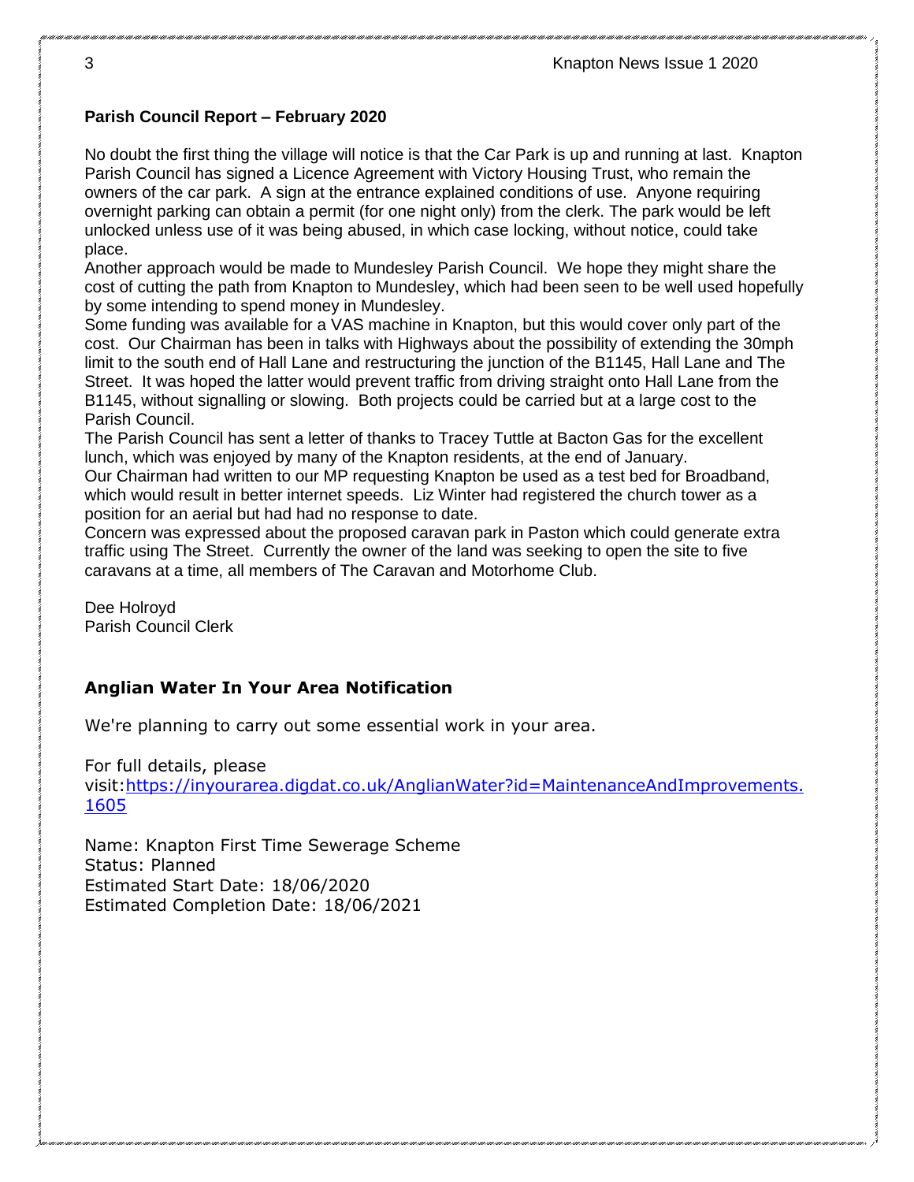## Parish Council Report – February 2020

No doubt the first thing the village will notice is that the Car Park is up and running at last. Knapton Parish Council has signed a Licence Agreement with Victory Housing Trust, who remain the owners of the car park. A sign at the entrance explained conditions of use. Anyone requiring overnight parking can obtain a permit (for one night only) from the clerk. The park would be left unlocked unless use of it was being abused, in which case locking, without notice, could take place.

Another approach would be made to Mundesley Parish Council. We hope they might share the cost of cutting the path from Knapton to Mundesley, which had been seen to be well used hopefully by some intending to spend money in Mundesley.

Some funding was available for a VAS machine in Knapton, but this would cover only part of the cost. Our Chairman has been in talks with Highways about the possibility of extending the 30mph limit to the south end of Hall Lane and restructuring the junction of the B1145, Hall Lane and The Street. It was hoped the latter would prevent traffic from driving straight onto Hall Lane from the B1145, without signalling or slowing. Both projects could be carried but at a large cost to the Parish Council.

The Parish Council has sent a letter of thanks to Tracey Tuttle at Bacton Gas for the excellent lunch, which was enjoyed by many of the Knapton residents, at the end of January.

Our Chairman had written to our MP requesting Knapton be used as a test bed for Broadband, which would result in better internet speeds. Liz Winter had registered the church tower as a position for an aerial but had had no response to date.

Concern was expressed about the proposed caravan park in Paston which could generate extra traffic using The Street. Currently the owner of the land was seeking to open the site to five caravans at a time, all members of The Caravan and Motorhome Club.

Dee Holroyd
Parish Council Clerk

## Anglian Water In Your Area Notification

We're planning to carry out some essential work in your area.

For full details, please visit:[https://inyourarea.digdat.co.uk/AnglianWater?id=MaintenanceAndImprovements.1605](https://inyourarea.digdat.co.uk/AnglianWater?id=MaintenanceAndImprovements.1605)

Name: Knapton First Time Sewerage Scheme
Status: Planned
Estimated Start Date: 18/06/2020
Estimated Completion Date: 18/06/2021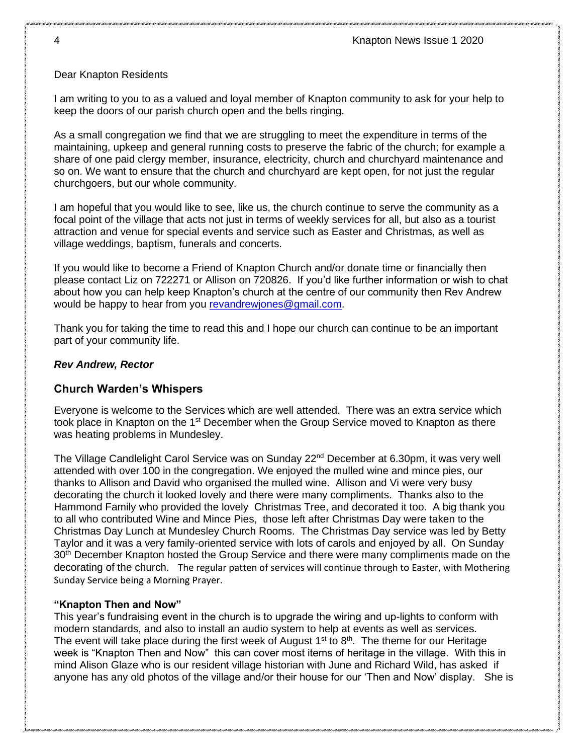Dear Knapton Residents

I am writing to you to as a valued and loyal member of Knapton community to ask for your help to keep the doors of our parish church open and the bells ringing.

As a small congregation we find that we are struggling to meet the expenditure in terms of the maintaining, upkeep and general running costs to preserve the fabric of the church; for example a share of one paid clergy member, insurance, electricity, church and churchyard maintenance and so on. We want to ensure that the church and churchyard are kept open, for not just the regular churchgoers, but our whole community.

I am hopeful that you would like to see, like us, the church continue to serve the community as a focal point of the village that acts not just in terms of weekly services for all, but also as a tourist attraction and venue for special events and service such as Easter and Christmas, as well as village weddings, baptism, funerals and concerts.

If you would like to become a Friend of Knapton Church and/or donate time or financially then please contact Liz on 722271 or Allison on 720826. If you'd like further information or wish to chat about how you can help keep Knapton's church at the centre of our community then Rev Andrew would be happy to hear from you revandrewjones@gmail.com.

Thank you for taking the time to read this and I hope our church can continue to be an important part of your community life.

***Rev Andrew, Rector***

## Church Warden's Whispers

Everyone is welcome to the Services which are well attended. There was an extra service which took place in Knapton on the 1st December when the Group Service moved to Knapton as there was heating problems in Mundesley.

The Village Candlelight Carol Service was on Sunday 22nd December at 6.30pm, it was very well attended with over 100 in the congregation. We enjoyed the mulled wine and mince pies, our thanks to Allison and David who organised the mulled wine. Allison and Vi were very busy decorating the church it looked lovely and there were many compliments. Thanks also to the Hammond Family who provided the lovely Christmas Tree, and decorated it too. A big thank you to all who contributed Wine and Mince Pies, those left after Christmas Day were taken to the Christmas Day Lunch at Mundesley Church Rooms. The Christmas Day service was led by Betty Taylor and it was a very family-oriented service with lots of carols and enjoyed by all. On Sunday 30th December Knapton hosted the Group Service and there were many compliments made on the decorating of the church. The regular patten of services will continue through to Easter, with Mothering Sunday Service being a Morning Prayer.

**"Knapton Then and Now"**

This year's fundraising event in the church is to upgrade the wiring and up-lights to conform with modern standards, and also to install an audio system to help at events as well as services. The event will take place during the first week of August 1st to 8th. The theme for our Heritage week is "Knapton Then and Now" this can cover most items of heritage in the village. With this in mind Alison Glaze who is our resident village historian with June and Richard Wild, has asked if anyone has any old photos of the village and/or their house for our 'Then and Now' display. She is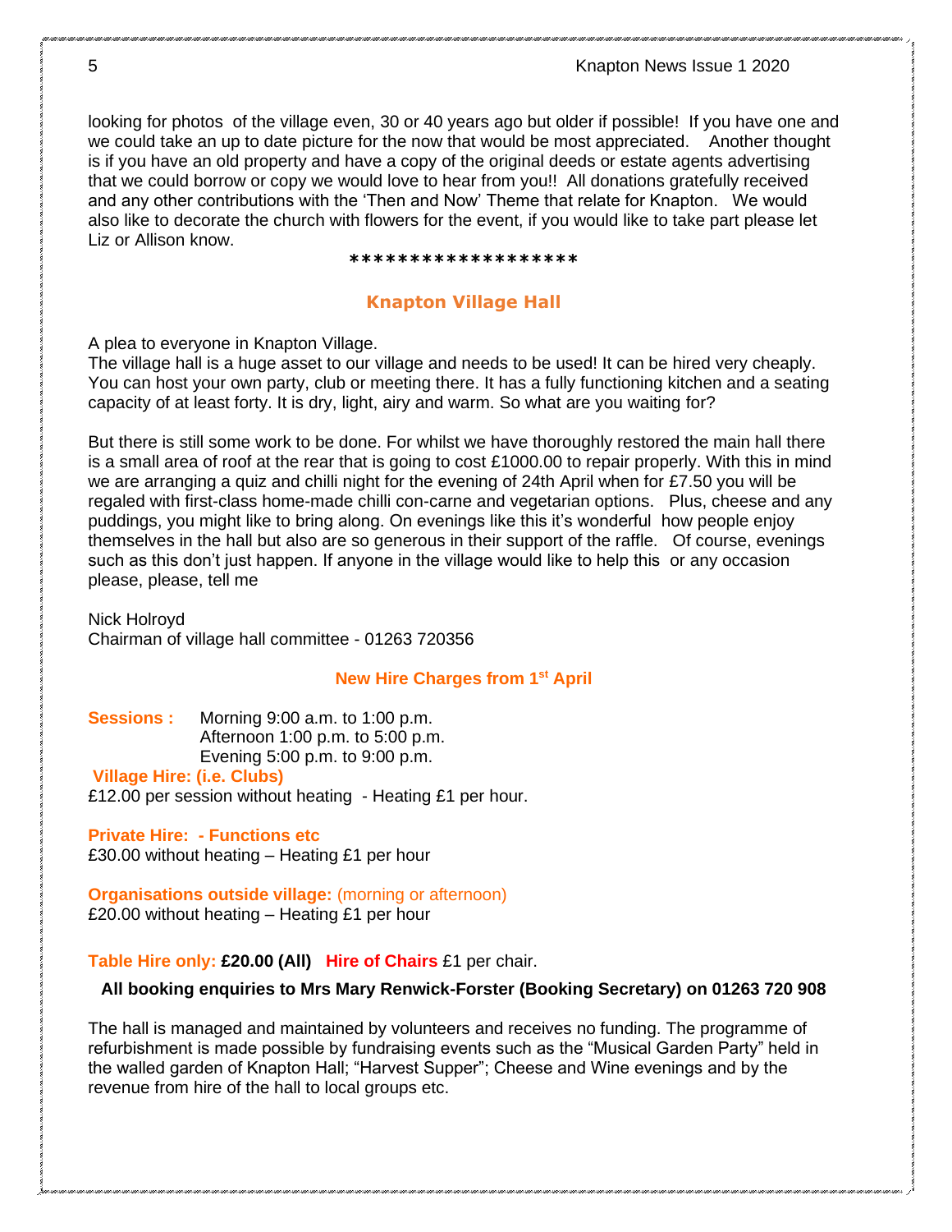looking for photos of the village even, 30 or 40 years ago but older if possible! If you have one and we could take an up to date picture for the now that would be most appreciated. Another thought is if you have an old property and have a copy of the original deeds or estate agents advertising that we could borrow or copy we would love to hear from you!! All donations gratefully received and any other contributions with the 'Then and Now' Theme that relate for Knapton. We would also like to decorate the church with flowers for the event, if you would like to take part please let Liz or Allison know.

*******************

## Knapton Village Hall

A plea to everyone in Knapton Village.
The village hall is a huge asset to our village and needs to be used! It can be hired very cheaply. You can host your own party, club or meeting there. It has a fully functioning kitchen and a seating capacity of at least forty. It is dry, light, airy and warm. So what are you waiting for?

But there is still some work to be done. For whilst we have thoroughly restored the main hall there is a small area of roof at the rear that is going to cost £1000.00 to repair properly. With this in mind we are arranging a quiz and chilli night for the evening of 24th April when for £7.50 you will be regaled with first-class home-made chilli con-carne and vegetarian options. Plus, cheese and any puddings, you might like to bring along. On evenings like this it's wonderful how people enjoy themselves in the hall but also are so generous in their support of the raffle. Of course, evenings such as this don't just happen. If anyone in the village would like to help this or any occasion please, please, tell me

Nick Holroyd
Chairman of village hall committee - 01263 720356

### New Hire Charges from 1st April

**Sessions :** Morning 9:00 a.m. to 1:00 p.m.
Afternoon 1:00 p.m. to 5:00 p.m.
Evening 5:00 p.m. to 9:00 p.m.

**Village Hire: (i.e. Clubs)**
£12.00 per session without heating - Heating £1 per hour.

**Private Hire: - Functions etc**
£30.00 without heating – Heating £1 per hour

**Organisations outside village:** (morning or afternoon)
£20.00 without heating – Heating £1 per hour

**Table Hire only: £20.00 (All)** **Hire of Chairs** £1 per chair.

**All booking enquiries to Mrs Mary Renwick-Forster (Booking Secretary) on 01263 720 908**

The hall is managed and maintained by volunteers and receives no funding. The programme of refurbishment is made possible by fundraising events such as the "Musical Garden Party" held in the walled garden of Knapton Hall; "Harvest Supper"; Cheese and Wine evenings and by the revenue from hire of the hall to local groups etc.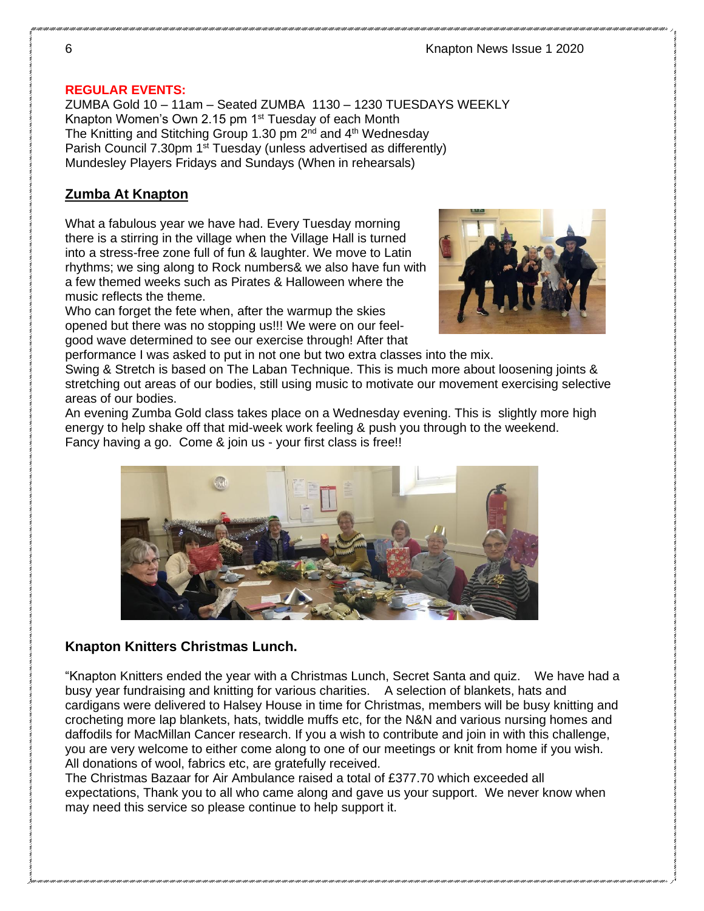**REGULAR EVENTS:**

ZUMBA Gold 10 – 11am – Seated ZUMBA 1130 – 1230 TUESDAYS WEEKLY
Knapton Women's Own 2.15 pm 1st Tuesday of each Month
The Knitting and Stitching Group 1.30 pm 2nd and 4th Wednesday
Parish Council 7.30pm 1st Tuesday (unless advertised as differently)
Mundesley Players Fridays and Sundays (When in rehearsals)

## Zumba At Knapton

What a fabulous year we have had. Every Tuesday morning there is a stirring in the village when the Village Hall is turned into a stress-free zone full of fun & laughter. We move to Latin rhythms; we sing along to Rock numbers& we also have fun with a few themed weeks such as Pirates & Halloween where the music reflects the theme.

Who can forget the fete when, after the warmup the skies opened but there was no stopping us!!! We were on our feel-good wave determined to see our exercise through! After that performance I was asked to put in not one but two extra classes into the mix.

Swing & Stretch is based on The Laban Technique. This is much more about loosening joints & stretching out areas of our bodies, still using music to motivate our movement exercising selective areas of our bodies.

An evening Zumba Gold class takes place on a Wednesday evening. This is slightly more high energy to help shake off that mid-week work feeling & push you through to the weekend.

Fancy having a go. Come & join us - your first class is free!!

## Knapton Knitters Christmas Lunch.

"Knapton Knitters ended the year with a Christmas Lunch, Secret Santa and quiz. We have had a busy year fundraising and knitting for various charities. A selection of blankets, hats and cardigans were delivered to Halsey House in time for Christmas, members will be busy knitting and crocheting more lap blankets, hats, twiddle muffs etc, for the N&N and various nursing homes and daffodils for MacMillan Cancer research. If you a wish to contribute and join in with this challenge, you are very welcome to either come along to one of our meetings or knit from home if you wish. All donations of wool, fabrics etc, are gratefully received.

The Christmas Bazaar for Air Ambulance raised a total of £377.70 which exceeded all expectations, Thank you to all who came along and gave us your support. We never know when may need this service so please continue to help support it.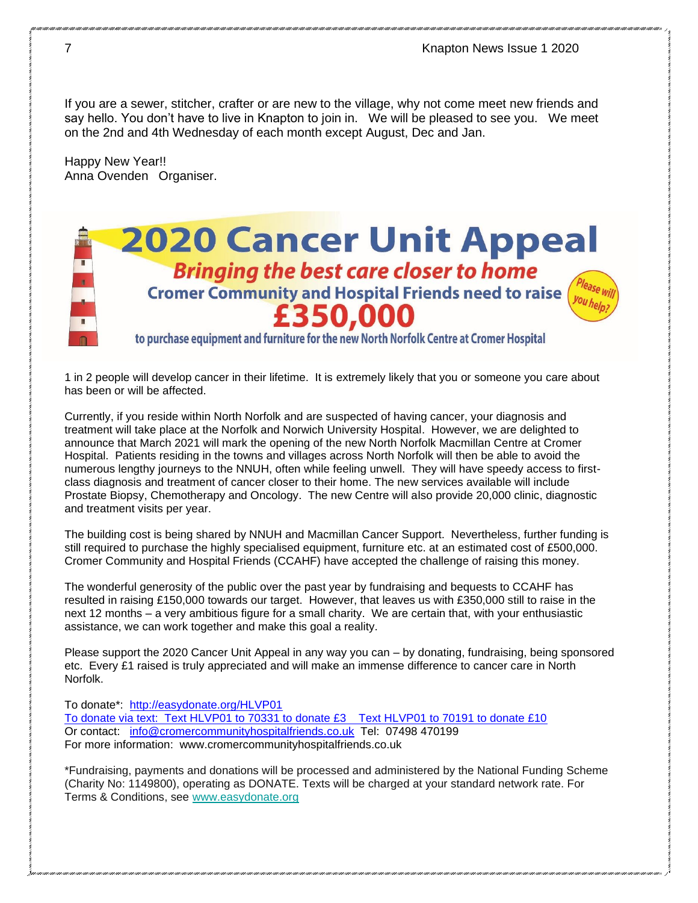If you are a sewer, stitcher, crafter or are new to the village, why not come meet new friends and say hello. You don't have to live in Knapton to join in. We will be pleased to see you. We meet on the 2nd and 4th Wednesday of each month except August, Dec and Jan.

Happy New Year!!
Anna Ovenden Organiser.

# 2020 Cancer Unit Appeal

***Bringing the best care closer to home***

**Cromer Community and Hospital Friends need to raise**

# £350,000

**to purchase equipment and furniture for the new North Norfolk Centre at Cromer Hospital**

*Please will you help?*

1 in 2 people will develop cancer in their lifetime. It is extremely likely that you or someone you care about has been or will be affected.

Currently, if you reside within North Norfolk and are suspected of having cancer, your diagnosis and treatment will take place at the Norfolk and Norwich University Hospital. However, we are delighted to announce that March 2021 will mark the opening of the new North Norfolk Macmillan Centre at Cromer Hospital. Patients residing in the towns and villages across North Norfolk will then be able to avoid the numerous lengthy journeys to the NNUH, often while feeling unwell. They will have speedy access to first-class diagnosis and treatment of cancer closer to their home. The new services available will include Prostate Biopsy, Chemotherapy and Oncology. The new Centre will also provide 20,000 clinic, diagnostic and treatment visits per year.

The building cost is being shared by NNUH and Macmillan Cancer Support. Nevertheless, further funding is still required to purchase the highly specialised equipment, furniture etc. at an estimated cost of £500,000. Cromer Community and Hospital Friends (CCAHF) have accepted the challenge of raising this money.

The wonderful generosity of the public over the past year by fundraising and bequests to CCAHF has resulted in raising £150,000 towards our target. However, that leaves us with £350,000 still to raise in the next 12 months – a very ambitious figure for a small charity. We are certain that, with your enthusiastic assistance, we can work together and make this goal a reality.

Please support the 2020 Cancer Unit Appeal in any way you can – by donating, fundraising, being sponsored etc. Every £1 raised is truly appreciated and will make an immense difference to cancer care in North Norfolk.

To donate*: http://easydonate.org/HLVP01
To donate via text: Text HLVP01 to 70331 to donate £3 Text HLVP01 to 70191 to donate £10
Or contact: info@cromercommunityhospitalfriends.co.uk Tel: 07498 470199
For more information: www.cromercommunityhospitalfriends.co.uk

*Fundraising, payments and donations will be processed and administered by the National Funding Scheme (Charity No: 1149800), operating as DONATE. Texts will be charged at your standard network rate. For Terms & Conditions, see www.easydonate.org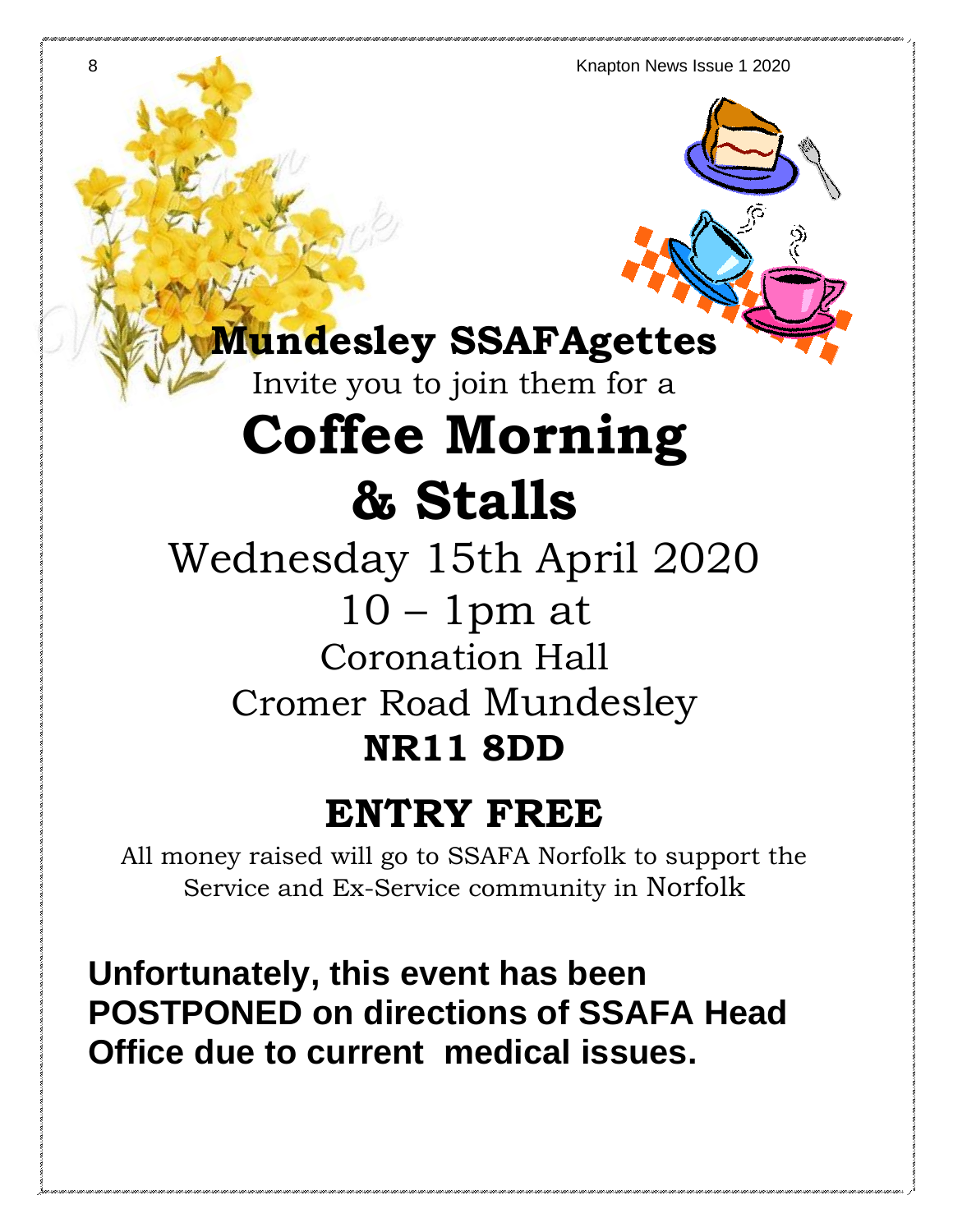# Mundesley SSAFAgettes

Invite you to join them for a

# Coffee Morning & Stalls

Wednesday 15th April 2020

10 – 1pm at

Coronation Hall

Cromer Road Mundesley

**NR11 8DD**

## ENTRY FREE

All money raised will go to SSAFA Norfolk to support the Service and Ex-Service community in Norfolk

**Unfortunately, this event has been POSTPONED on directions of SSAFA Head Office due to current medical issues.**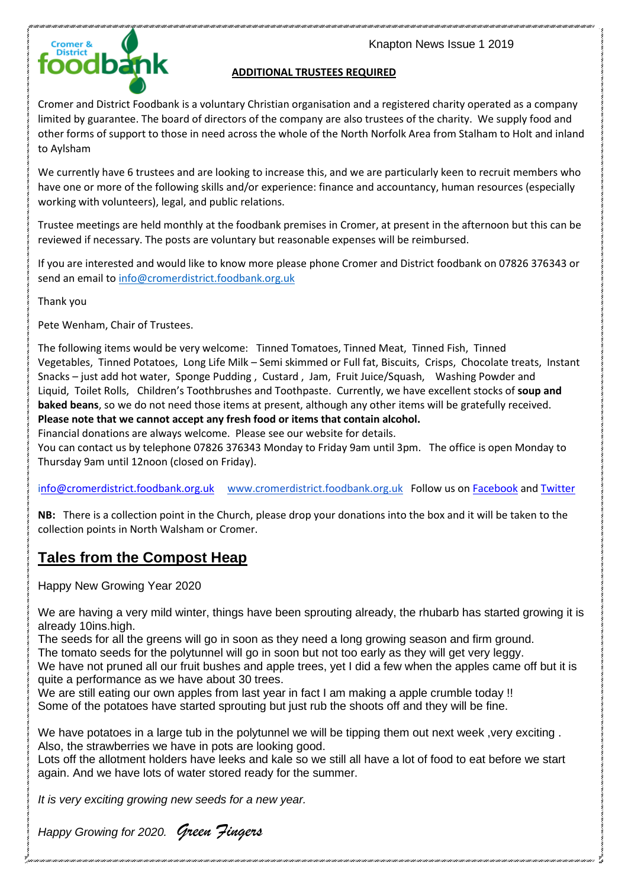Cromer & District foodbank

Knapton News Issue 1 2019

**ADDITIONAL TRUSTEES REQUIRED**

Cromer and District Foodbank is a voluntary Christian organisation and a registered charity operated as a company limited by guarantee. The board of directors of the company are also trustees of the charity. We supply food and other forms of support to those in need across the whole of the North Norfolk Area from Stalham to Holt and inland to Aylsham

We currently have 6 trustees and are looking to increase this, and we are particularly keen to recruit members who have one or more of the following skills and/or experience: finance and accountancy, human resources (especially working with volunteers), legal, and public relations.

Trustee meetings are held monthly at the foodbank premises in Cromer, at present in the afternoon but this can be reviewed if necessary. The posts are voluntary but reasonable expenses will be reimbursed.

If you are interested and would like to know more please phone Cromer and District foodbank on 07826 376343 or send an email to info@cromerdistrict.foodbank.org.uk

Thank you

Pete Wenham, Chair of Trustees.

The following items would be very welcome: Tinned Tomatoes, Tinned Meat, Tinned Fish, Tinned Vegetables, Tinned Potatoes, Long Life Milk – Semi skimmed or Full fat, Biscuits, Crisps, Chocolate treats, Instant Snacks – just add hot water, Sponge Pudding , Custard , Jam, Fruit Juice/Squash, Washing Powder and Liquid, Toilet Rolls, Children's Toothbrushes and Toothpaste. Currently, we have excellent stocks of **soup and baked beans**, so we do not need those items at present, although any other items will be gratefully received.
**Please note that we cannot accept any fresh food or items that contain alcohol.**
Financial donations are always welcome. Please see our website for details.
You can contact us by telephone 07826 376343 Monday to Friday 9am until 3pm. The office is open Monday to Thursday 9am until 12noon (closed on Friday).

info@cromerdistrict.foodbank.org.uk www.cromerdistrict.foodbank.org.uk Follow us on Facebook and Twitter

**NB:** There is a collection point in the Church, please drop your donations into the box and it will be taken to the collection points in North Walsham or Cromer.

## Tales from the Compost Heap

Happy New Growing Year 2020

We are having a very mild winter, things have been sprouting already, the rhubarb has started growing it is already 10ins.high.
The seeds for all the greens will go in soon as they need a long growing season and firm ground.
The tomato seeds for the polytunnel will go in soon but not too early as they will get very leggy.
We have not pruned all our fruit bushes and apple trees, yet I did a few when the apples came off but it is quite a performance as we have about 30 trees.
We are still eating our own apples from last year in fact I am making a apple crumble today !!
Some of the potatoes have started sprouting but just rub the shoots off and they will be fine.

We have potatoes in a large tub in the polytunnel we will be tipping them out next week ,very exciting .
Also, the strawberries we have in pots are looking good.
Lots off the allotment holders have leeks and kale so we still all have a lot of food to eat before we start again. And we have lots of water stored ready for the summer.

*It is very exciting growing new seeds for a new year.*

*Happy Growing for 2020.* ***Green Fingers***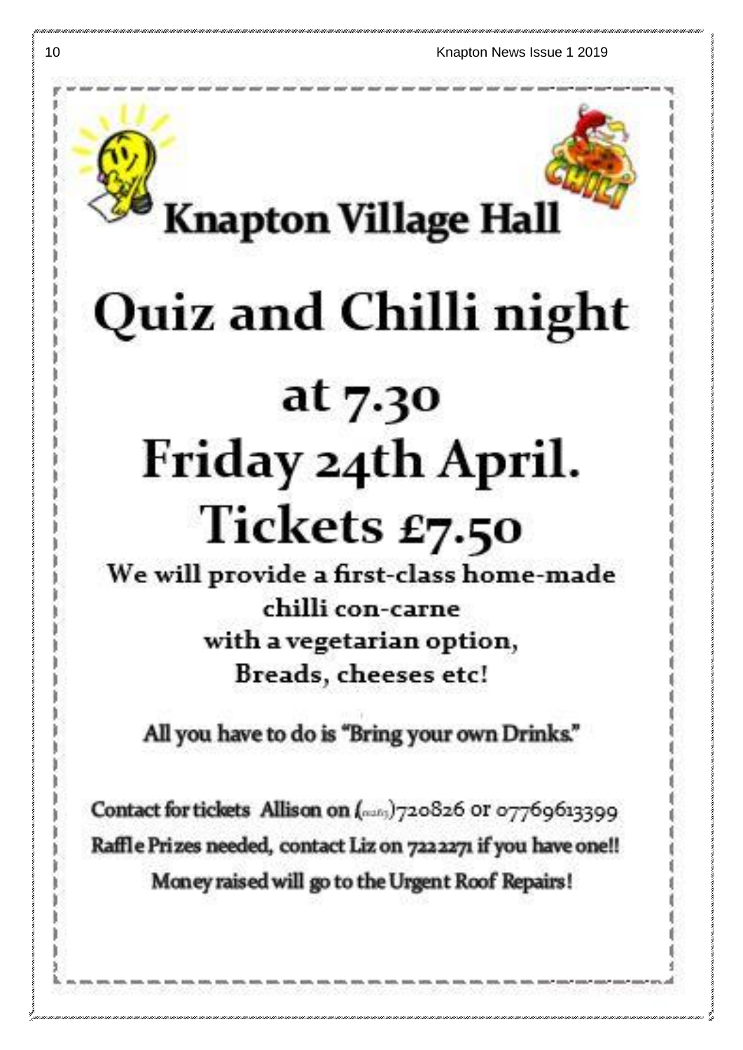# Knapton Village Hall

# Quiz and Chilli night

## at 7.30
## Friday 24th April.
## Tickets £7.50

**We will provide a first-class home-made chilli con-carne with a vegetarian option, Breads, cheeses etc!**

**All you have to do is "Bring your own Drinks."**

**Contact for tickets Allison on (01263)720826 or 07769613399**

**Raffle Prizes needed, contact Liz on 722271 if you have one!!**

**Money raised will go to the Urgent Roof Repairs!**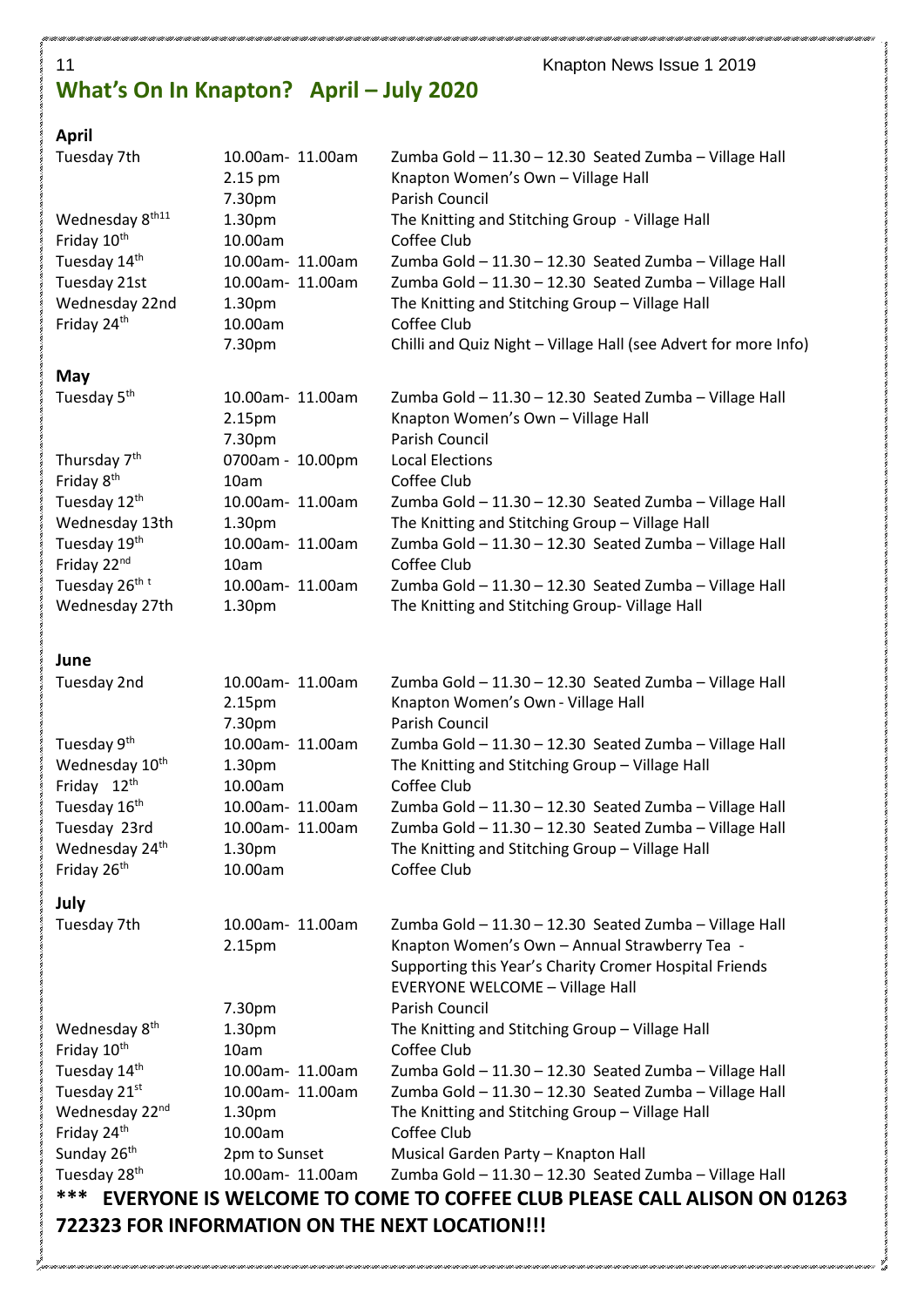# What's On In Knapton? April – July 2020

## April

| | | |
|---|---|---|
| Tuesday 7th | 10.00am- 11.00am | Zumba Gold – 11.30 – 12.30 Seated Zumba – Village Hall |
| | 2.15 pm | Knapton Women's Own – Village Hall |
| | 7.30pm | Parish Council |
| Wednesday 8th11 | 1.30pm | The Knitting and Stitching Group - Village Hall |
| Friday 10th | 10.00am | Coffee Club |
| Tuesday 14th | 10.00am- 11.00am | Zumba Gold – 11.30 – 12.30 Seated Zumba – Village Hall |
| Tuesday 21st | 10.00am- 11.00am | Zumba Gold – 11.30 – 12.30 Seated Zumba – Village Hall |
| Wednesday 22nd | 1.30pm | The Knitting and Stitching Group – Village Hall |
| Friday 24th | 10.00am | Coffee Club |
| | 7.30pm | Chilli and Quiz Night – Village Hall (see Advert for more Info) |

## May

| | | |
|---|---|---|
| Tuesday 5th | 10.00am- 11.00am | Zumba Gold – 11.30 – 12.30 Seated Zumba – Village Hall |
| | 2.15pm | Knapton Women's Own – Village Hall |
| | 7.30pm | Parish Council |
| Thursday 7th | 0700am - 10.00pm | Local Elections |
| Friday 8th | 10am | Coffee Club |
| Tuesday 12th | 10.00am- 11.00am | Zumba Gold – 11.30 – 12.30 Seated Zumba – Village Hall |
| Wednesday 13th | 1.30pm | The Knitting and Stitching Group – Village Hall |
| Tuesday 19th | 10.00am- 11.00am | Zumba Gold – 11.30 – 12.30 Seated Zumba – Village Hall |
| Friday 22nd | 10am | Coffee Club |
| Tuesday 26th t | 10.00am- 11.00am | Zumba Gold – 11.30 – 12.30 Seated Zumba – Village Hall |
| Wednesday 27th | 1.30pm | The Knitting and Stitching Group- Village Hall |

## June

| | | |
|---|---|---|
| Tuesday 2nd | 10.00am- 11.00am | Zumba Gold – 11.30 – 12.30 Seated Zumba – Village Hall |
| | 2.15pm | Knapton Women's Own - Village Hall |
| | 7.30pm | Parish Council |
| Tuesday 9th | 10.00am- 11.00am | Zumba Gold – 11.30 – 12.30 Seated Zumba – Village Hall |
| Wednesday 10th | 1.30pm | The Knitting and Stitching Group – Village Hall |
| Friday 12th | 10.00am | Coffee Club |
| Tuesday 16th | 10.00am- 11.00am | Zumba Gold – 11.30 – 12.30 Seated Zumba – Village Hall |
| Tuesday 23rd | 10.00am- 11.00am | Zumba Gold – 11.30 – 12.30 Seated Zumba – Village Hall |
| Wednesday 24th | 1.30pm | The Knitting and Stitching Group – Village Hall |
| Friday 26th | 10.00am | Coffee Club |

## July

| | | |
|---|---|---|
| Tuesday 7th | 10.00am- 11.00am | Zumba Gold – 11.30 – 12.30 Seated Zumba – Village Hall |
| | 2.15pm | Knapton Women's Own – Annual Strawberry Tea - Supporting this Year's Charity Cromer Hospital Friends EVERYONE WELCOME – Village Hall |
| | 7.30pm | Parish Council |
| Wednesday 8th | 1.30pm | The Knitting and Stitching Group – Village Hall |
| Friday 10th | 10am | Coffee Club |
| Tuesday 14th | 10.00am- 11.00am | Zumba Gold – 11.30 – 12.30 Seated Zumba – Village Hall |
| Tuesday 21st | 10.00am- 11.00am | Zumba Gold – 11.30 – 12.30 Seated Zumba – Village Hall |
| Wednesday 22nd | 1.30pm | The Knitting and Stitching Group – Village Hall |
| Friday 24th | 10.00am | Coffee Club |
| Sunday 26th | 2pm to Sunset | Musical Garden Party – Knapton Hall |
| Tuesday 28th | 10.00am- 11.00am | Zumba Gold – 11.30 – 12.30 Seated Zumba – Village Hall |

**\*\*\* EVERYONE IS WELCOME TO COME TO COFFEE CLUB PLEASE CALL ALISON ON 01263 722323 FOR INFORMATION ON THE NEXT LOCATION!!!**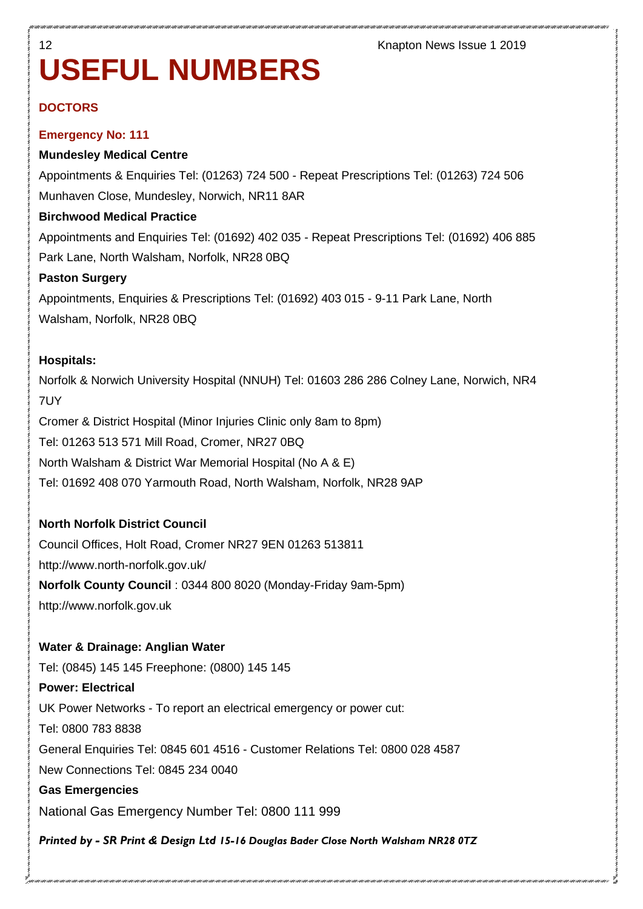# USEFUL NUMBERS

## DOCTORS

**Emergency No: 111**

**Mundesley Medical Centre**

Appointments & Enquiries Tel: (01263) 724 500 - Repeat Prescriptions Tel: (01263) 724 506

Munhaven Close, Mundesley, Norwich, NR11 8AR

**Birchwood Medical Practice**

Appointments and Enquiries Tel: (01692) 402 035 - Repeat Prescriptions Tel: (01692) 406 885

Park Lane, North Walsham, Norfolk, NR28 0BQ

**Paston Surgery**

Appointments, Enquiries & Prescriptions Tel: (01692) 403 015 - 9-11 Park Lane, North Walsham, Norfolk, NR28 0BQ

**Hospitals:**

Norfolk & Norwich University Hospital (NNUH) Tel: 01603 286 286 Colney Lane, Norwich, NR4 7UY

Cromer & District Hospital (Minor Injuries Clinic only 8am to 8pm)

Tel: 01263 513 571 Mill Road, Cromer, NR27 0BQ

North Walsham & District War Memorial Hospital (No A & E)

Tel: 01692 408 070 Yarmouth Road, North Walsham, Norfolk, NR28 9AP

**North Norfolk District Council**

Council Offices, Holt Road, Cromer NR27 9EN 01263 513811

http://www.north-norfolk.gov.uk/

**Norfolk County Council** : 0344 800 8020 (Monday-Friday 9am-5pm)

http://www.norfolk.gov.uk

**Water & Drainage: Anglian Water**

Tel: (0845) 145 145 Freephone: (0800) 145 145

**Power: Electrical**

UK Power Networks - To report an electrical emergency or power cut:

Tel: 0800 783 8838

General Enquiries Tel: 0845 601 4516 - Customer Relations Tel: 0800 028 4587

New Connections Tel: 0845 234 0040

**Gas Emergencies**

National Gas Emergency Number Tel: 0800 111 999

***Printed by - SR Print & Design Ltd 15-16 Douglas Bader Close North Walsham NR28 0TZ***